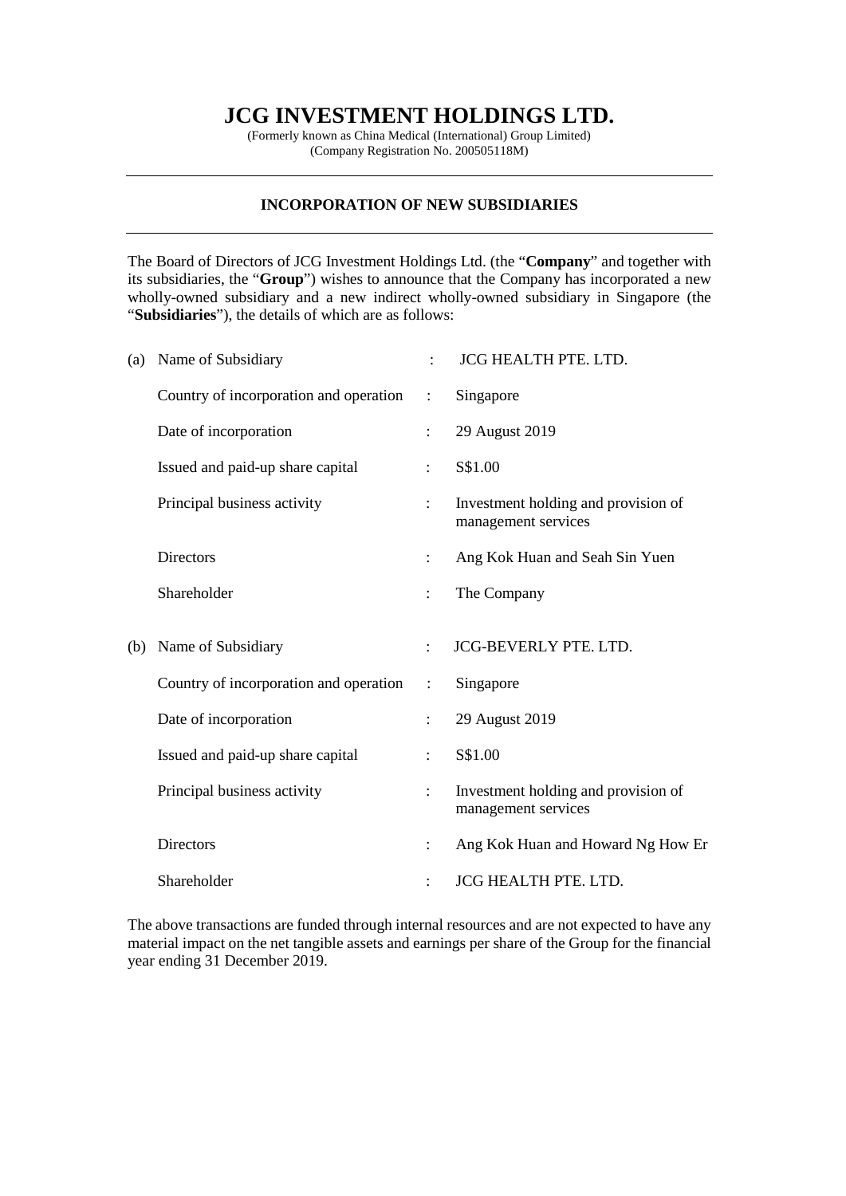# JCG INVESTMENT HOLDINGS LTD.

(Formerly known as China Medical (International) Group Limited)
(Company Registration No. 200505118M)

---

**INCORPORATION OF NEW SUBSIDIARIES**

---

The Board of Directors of JCG Investment Holdings Ltd. (the "**Company**" and together with its subsidiaries, the "**Group**") wishes to announce that the Company has incorporated a new wholly-owned subsidiary and a new indirect wholly-owned subsidiary in Singapore (the "**Subsidiaries**"), the details of which are as follows:

| | | | |
|---|---|---|---|
| (a) | Name of Subsidiary | : | JCG HEALTH PTE. LTD. |
| | Country of incorporation and operation | : | Singapore |
| | Date of incorporation | : | 29 August 2019 |
| | Issued and paid-up share capital | : | S$1.00 |
| | Principal business activity | : | Investment holding and provision of management services |
| | Directors | : | Ang Kok Huan and Seah Sin Yuen |
| | Shareholder | : | The Company |
| (b) | Name of Subsidiary | : | JCG-BEVERLY PTE. LTD. |
| | Country of incorporation and operation | : | Singapore |
| | Date of incorporation | : | 29 August 2019 |
| | Issued and paid-up share capital | : | S$1.00 |
| | Principal business activity | : | Investment holding and provision of management services |
| | Directors | : | Ang Kok Huan and Howard Ng How Er |
| | Shareholder | : | JCG HEALTH PTE. LTD. |

The above transactions are funded through internal resources and are not expected to have any material impact on the net tangible assets and earnings per share of the Group for the financial year ending 31 December 2019.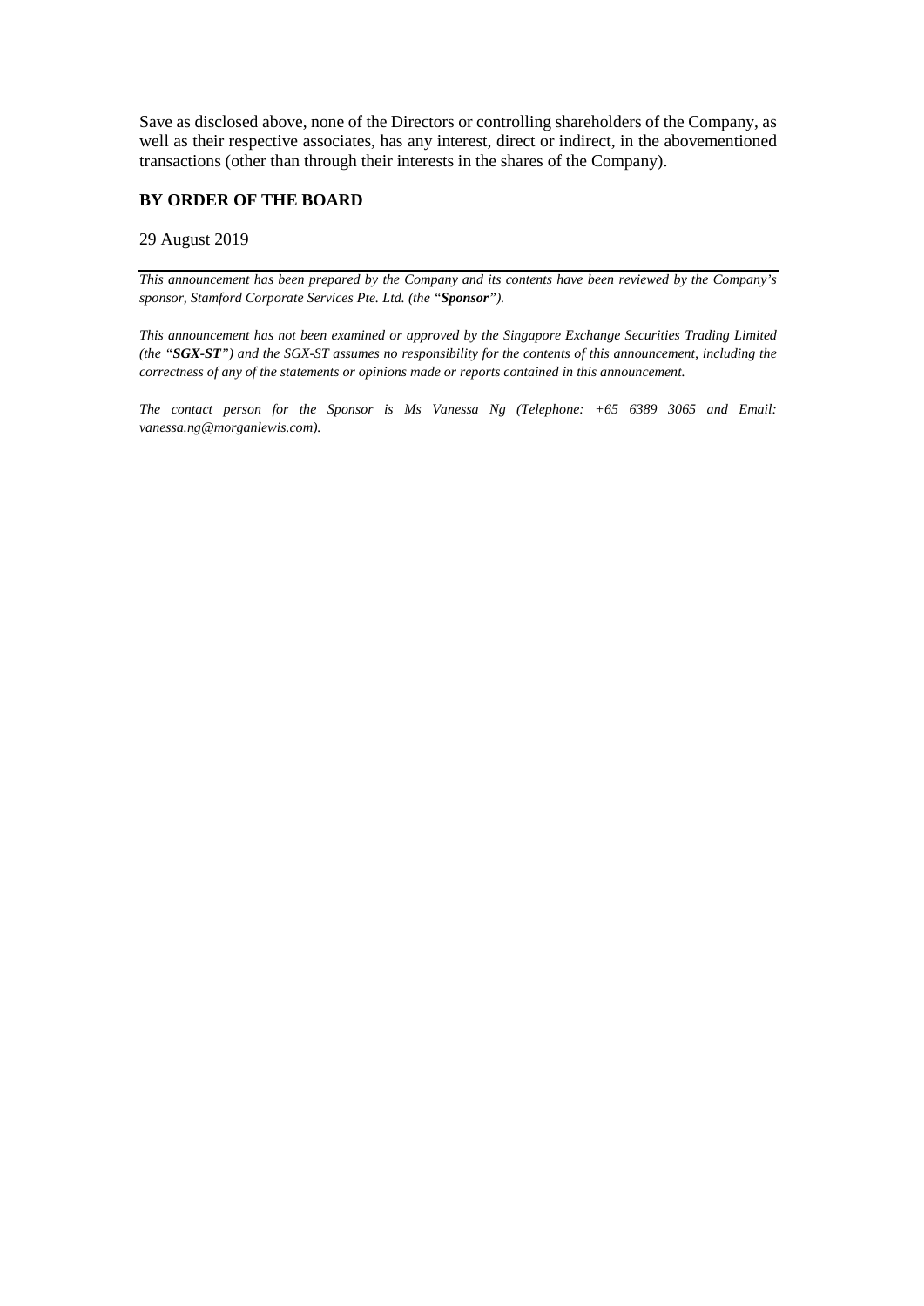Save as disclosed above, none of the Directors or controlling shareholders of the Company, as well as their respective associates, has any interest, direct or indirect, in the abovementioned transactions (other than through their interests in the shares of the Company).

**BY ORDER OF THE BOARD**

29 August 2019

---

*This announcement has been prepared by the Company and its contents have been reviewed by the Company's sponsor, Stamford Corporate Services Pte. Ltd. (the "**Sponsor**").*

*This announcement has not been examined or approved by the Singapore Exchange Securities Trading Limited (the "**SGX-ST**") and the SGX-ST assumes no responsibility for the contents of this announcement, including the correctness of any of the statements or opinions made or reports contained in this announcement.*

*The contact person for the Sponsor is Ms Vanessa Ng (Telephone: +65 6389 3065 and Email: vanessa.ng@morganlewis.com).*